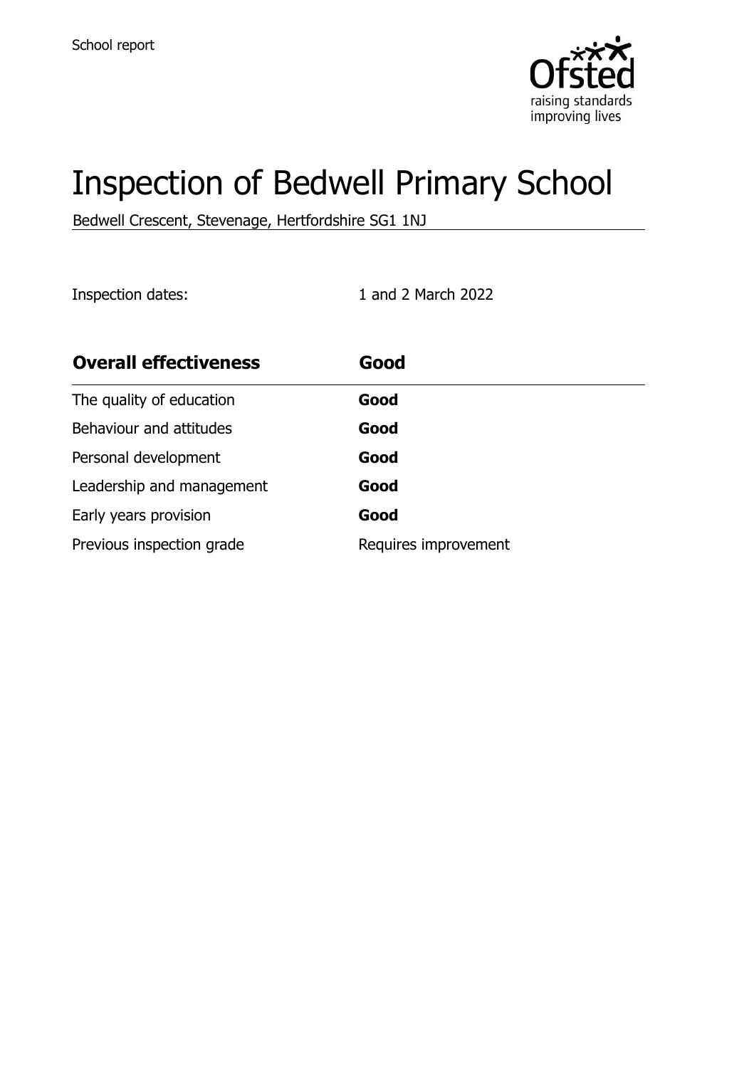School report

# Inspection of Bedwell Primary School

Bedwell Crescent, Stevenage, Hertfordshire SG1 1NJ

Inspection dates: 1 and 2 March 2022

| Overall effectiveness | Good |
| --- | --- |
| The quality of education | **Good** |
| Behaviour and attitudes | **Good** |
| Personal development | **Good** |
| Leadership and management | **Good** |
| Early years provision | **Good** |
| Previous inspection grade | Requires improvement |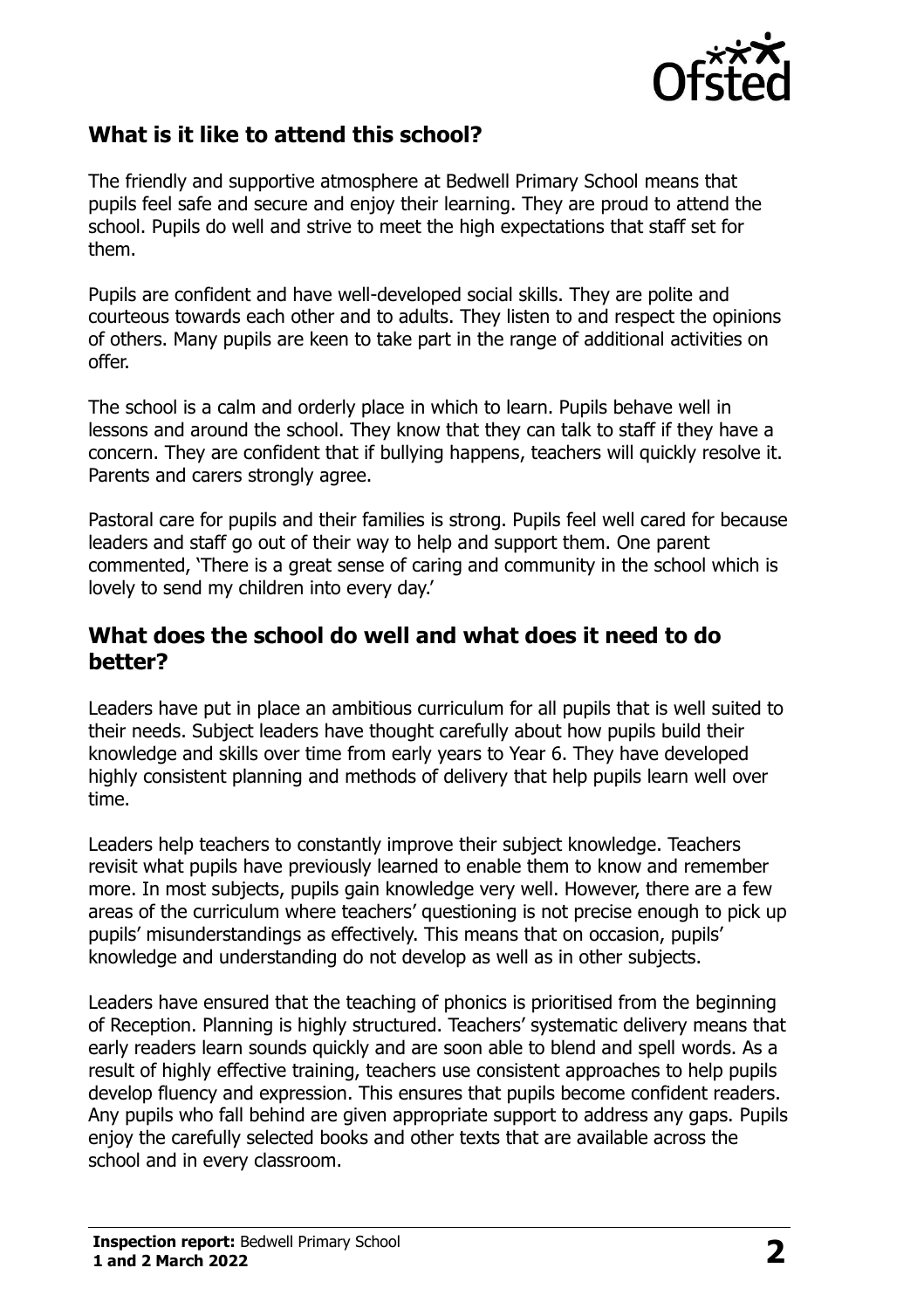## What is it like to attend this school?

The friendly and supportive atmosphere at Bedwell Primary School means that pupils feel safe and secure and enjoy their learning. They are proud to attend the school. Pupils do well and strive to meet the high expectations that staff set for them.

Pupils are confident and have well-developed social skills. They are polite and courteous towards each other and to adults. They listen to and respect the opinions of others. Many pupils are keen to take part in the range of additional activities on offer.

The school is a calm and orderly place in which to learn. Pupils behave well in lessons and around the school. They know that they can talk to staff if they have a concern. They are confident that if bullying happens, teachers will quickly resolve it. Parents and carers strongly agree.

Pastoral care for pupils and their families is strong. Pupils feel well cared for because leaders and staff go out of their way to help and support them. One parent commented, 'There is a great sense of caring and community in the school which is lovely to send my children into every day.'

## What does the school do well and what does it need to do better?

Leaders have put in place an ambitious curriculum for all pupils that is well suited to their needs. Subject leaders have thought carefully about how pupils build their knowledge and skills over time from early years to Year 6. They have developed highly consistent planning and methods of delivery that help pupils learn well over time.

Leaders help teachers to constantly improve their subject knowledge. Teachers revisit what pupils have previously learned to enable them to know and remember more. In most subjects, pupils gain knowledge very well. However, there are a few areas of the curriculum where teachers' questioning is not precise enough to pick up pupils' misunderstandings as effectively. This means that on occasion, pupils' knowledge and understanding do not develop as well as in other subjects.

Leaders have ensured that the teaching of phonics is prioritised from the beginning of Reception. Planning is highly structured. Teachers' systematic delivery means that early readers learn sounds quickly and are soon able to blend and spell words. As a result of highly effective training, teachers use consistent approaches to help pupils develop fluency and expression. This ensures that pupils become confident readers. Any pupils who fall behind are given appropriate support to address any gaps. Pupils enjoy the carefully selected books and other texts that are available across the school and in every classroom.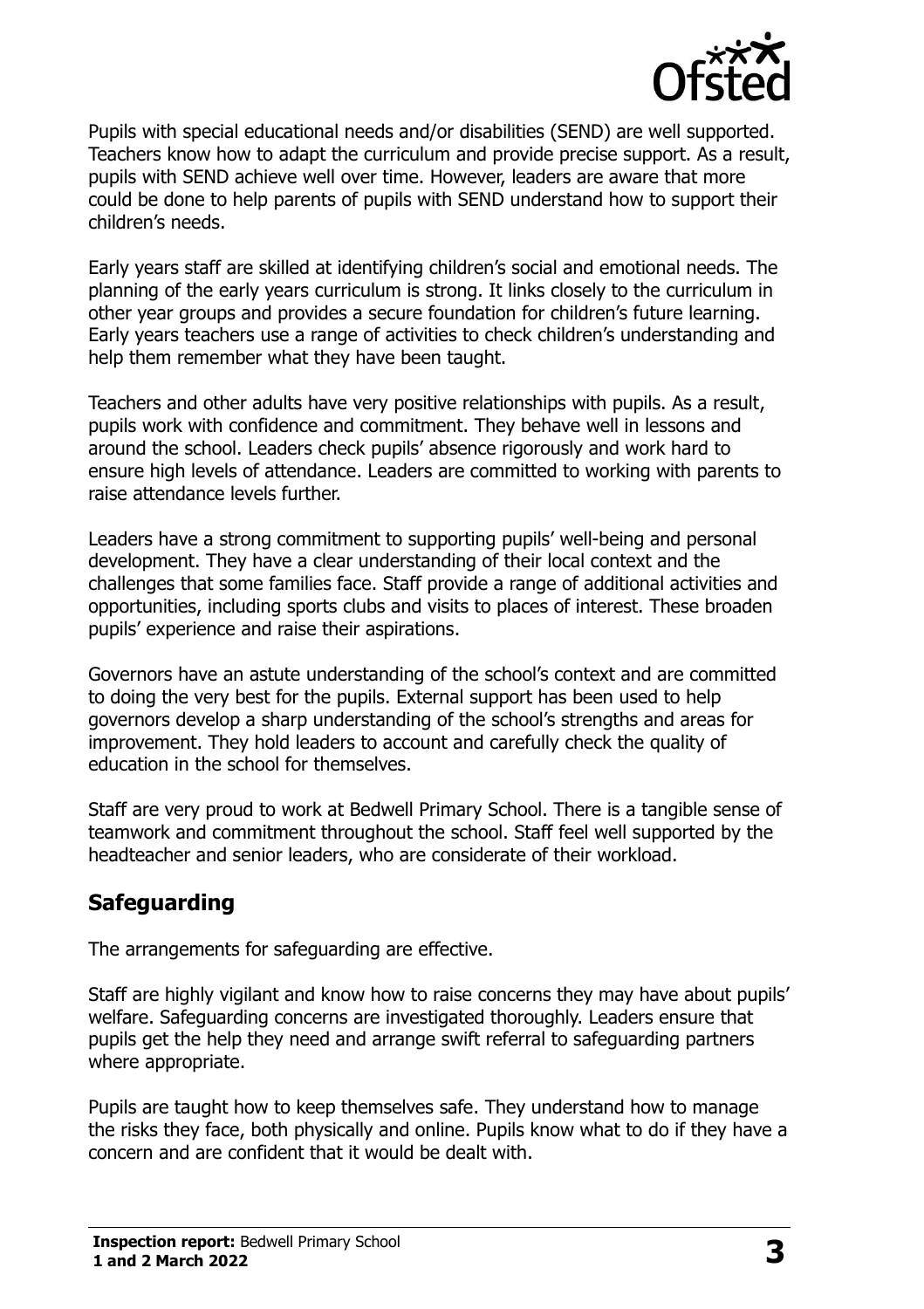Pupils with special educational needs and/or disabilities (SEND) are well supported. Teachers know how to adapt the curriculum and provide precise support. As a result, pupils with SEND achieve well over time. However, leaders are aware that more could be done to help parents of pupils with SEND understand how to support their children's needs.

Early years staff are skilled at identifying children's social and emotional needs. The planning of the early years curriculum is strong. It links closely to the curriculum in other year groups and provides a secure foundation for children's future learning. Early years teachers use a range of activities to check children's understanding and help them remember what they have been taught.

Teachers and other adults have very positive relationships with pupils. As a result, pupils work with confidence and commitment. They behave well in lessons and around the school. Leaders check pupils' absence rigorously and work hard to ensure high levels of attendance. Leaders are committed to working with parents to raise attendance levels further.

Leaders have a strong commitment to supporting pupils' well-being and personal development. They have a clear understanding of their local context and the challenges that some families face. Staff provide a range of additional activities and opportunities, including sports clubs and visits to places of interest. These broaden pupils' experience and raise their aspirations.

Governors have an astute understanding of the school's context and are committed to doing the very best for the pupils. External support has been used to help governors develop a sharp understanding of the school's strengths and areas for improvement. They hold leaders to account and carefully check the quality of education in the school for themselves.

Staff are very proud to work at Bedwell Primary School. There is a tangible sense of teamwork and commitment throughout the school. Staff feel well supported by the headteacher and senior leaders, who are considerate of their workload.

## Safeguarding

The arrangements for safeguarding are effective.

Staff are highly vigilant and know how to raise concerns they may have about pupils' welfare. Safeguarding concerns are investigated thoroughly. Leaders ensure that pupils get the help they need and arrange swift referral to safeguarding partners where appropriate.

Pupils are taught how to keep themselves safe. They understand how to manage the risks they face, both physically and online. Pupils know what to do if they have a concern and are confident that it would be dealt with.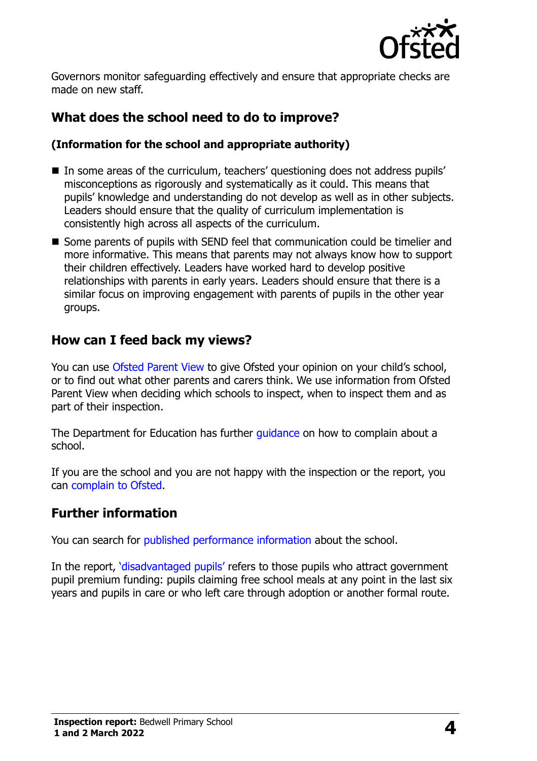Governors monitor safeguarding effectively and ensure that appropriate checks are made on new staff.

## What does the school need to do to improve?

**(Information for the school and appropriate authority)**

- In some areas of the curriculum, teachers' questioning does not address pupils' misconceptions as rigorously and systematically as it could. This means that pupils' knowledge and understanding do not develop as well as in other subjects. Leaders should ensure that the quality of curriculum implementation is consistently high across all aspects of the curriculum.
- Some parents of pupils with SEND feel that communication could be timelier and more informative. This means that parents may not always know how to support their children effectively. Leaders have worked hard to develop positive relationships with parents in early years. Leaders should ensure that there is a similar focus on improving engagement with parents of pupils in the other year groups.

## How can I feed back my views?

You can use Ofsted Parent View to give Ofsted your opinion on your child's school, or to find out what other parents and carers think. We use information from Ofsted Parent View when deciding which schools to inspect, when to inspect them and as part of their inspection.

The Department for Education has further guidance on how to complain about a school.

If you are the school and you are not happy with the inspection or the report, you can complain to Ofsted.

## Further information

You can search for published performance information about the school.

In the report, 'disadvantaged pupils' refers to those pupils who attract government pupil premium funding: pupils claiming free school meals at any point in the last six years and pupils in care or who left care through adoption or another formal route.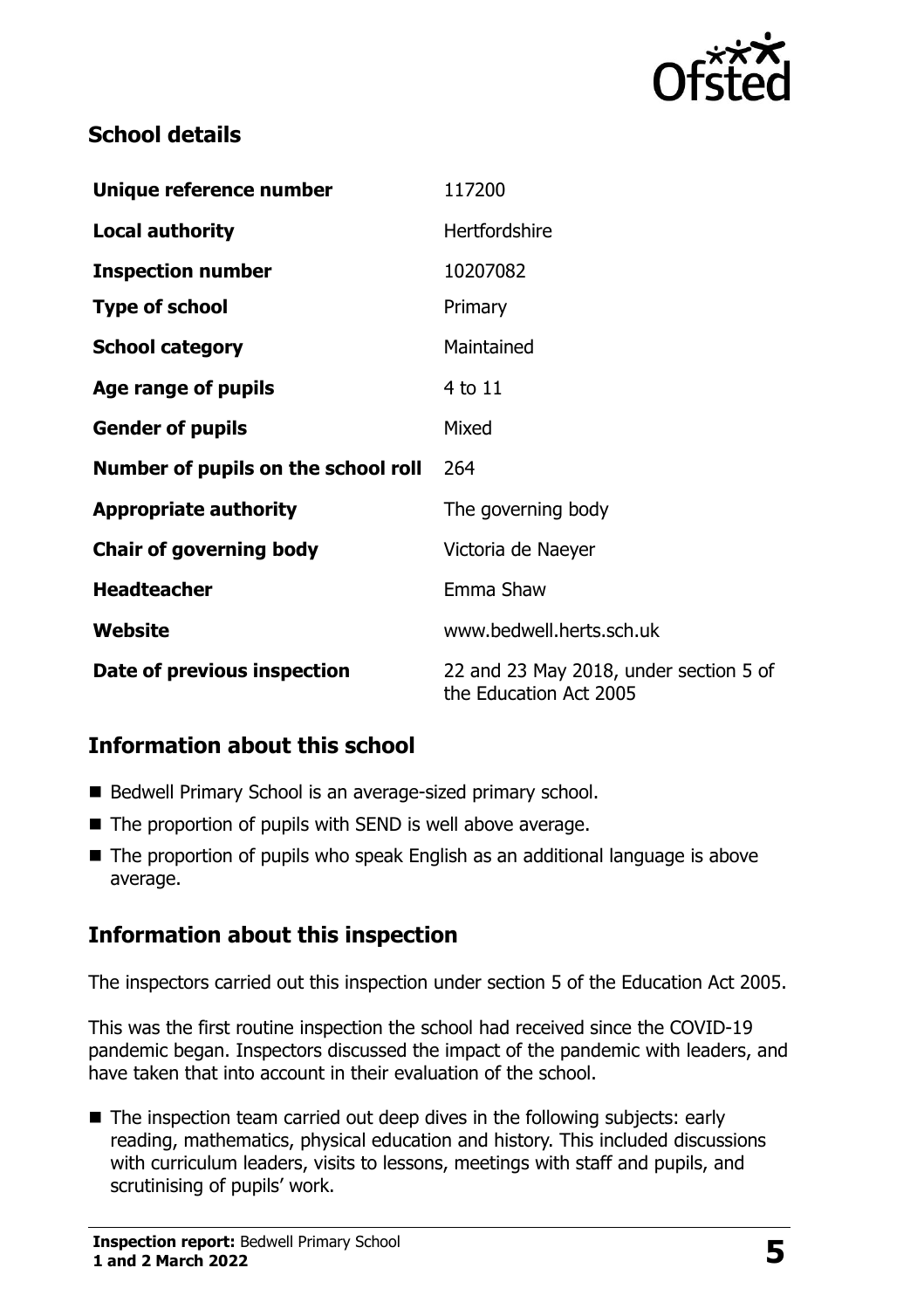## School details

| | |
|---|---|
| **Unique reference number** | 117200 |
| **Local authority** | Hertfordshire |
| **Inspection number** | 10207082 |
| **Type of school** | Primary |
| **School category** | Maintained |
| **Age range of pupils** | 4 to 11 |
| **Gender of pupils** | Mixed |
| **Number of pupils on the school roll** | 264 |
| **Appropriate authority** | The governing body |
| **Chair of governing body** | Victoria de Naeyer |
| **Headteacher** | Emma Shaw |
| **Website** | www.bedwell.herts.sch.uk |
| **Date of previous inspection** | 22 and 23 May 2018, under section 5 of the Education Act 2005 |

## Information about this school

- Bedwell Primary School is an average-sized primary school.
- The proportion of pupils with SEND is well above average.
- The proportion of pupils who speak English as an additional language is above average.

## Information about this inspection

The inspectors carried out this inspection under section 5 of the Education Act 2005.

This was the first routine inspection the school had received since the COVID-19 pandemic began. Inspectors discussed the impact of the pandemic with leaders, and have taken that into account in their evaluation of the school.

- The inspection team carried out deep dives in the following subjects: early reading, mathematics, physical education and history. This included discussions with curriculum leaders, visits to lessons, meetings with staff and pupils, and scrutinising of pupils' work.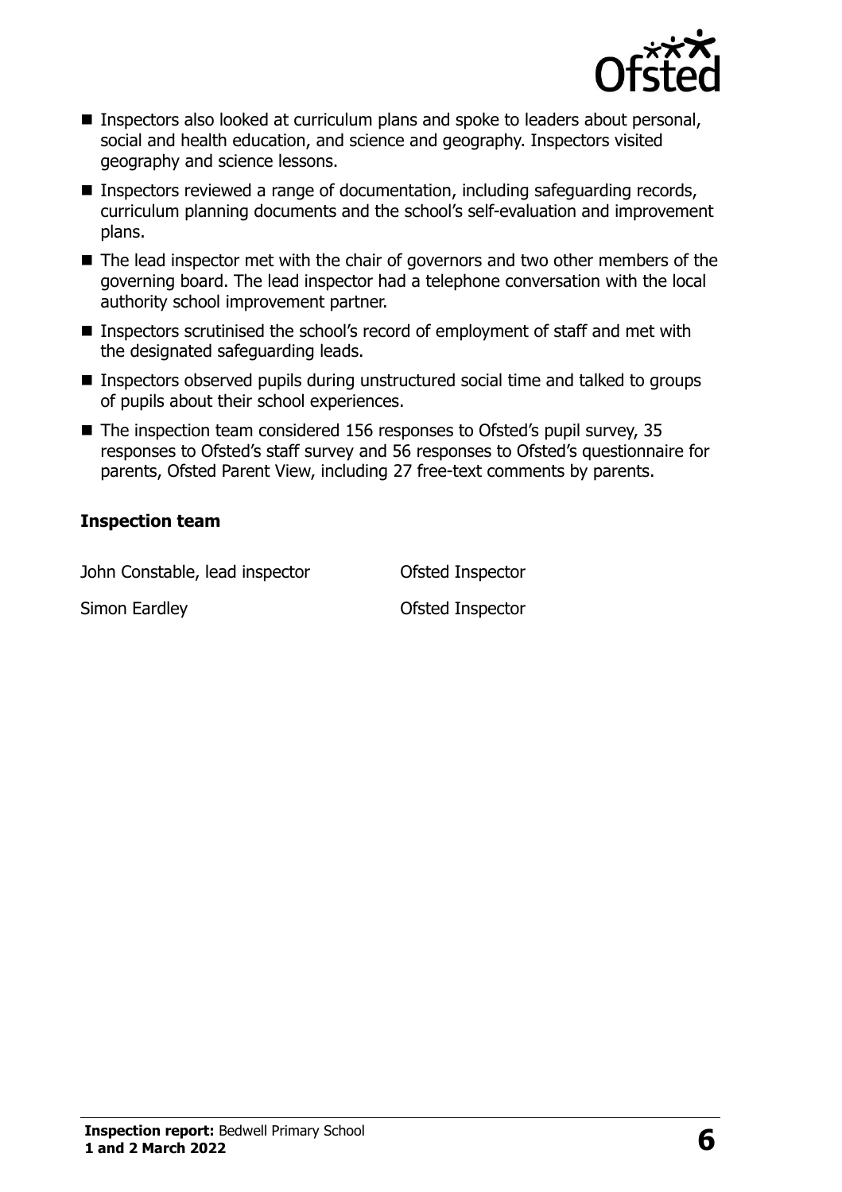- Inspectors also looked at curriculum plans and spoke to leaders about personal, social and health education, and science and geography. Inspectors visited geography and science lessons.
- Inspectors reviewed a range of documentation, including safeguarding records, curriculum planning documents and the school's self-evaluation and improvement plans.
- The lead inspector met with the chair of governors and two other members of the governing board. The lead inspector had a telephone conversation with the local authority school improvement partner.
- Inspectors scrutinised the school's record of employment of staff and met with the designated safeguarding leads.
- Inspectors observed pupils during unstructured social time and talked to groups of pupils about their school experiences.
- The inspection team considered 156 responses to Ofsted's pupil survey, 35 responses to Ofsted's staff survey and 56 responses to Ofsted's questionnaire for parents, Ofsted Parent View, including 27 free-text comments by parents.

### Inspection team

| | |
|---|---|
| John Constable, lead inspector | Ofsted Inspector |
| Simon Eardley | Ofsted Inspector |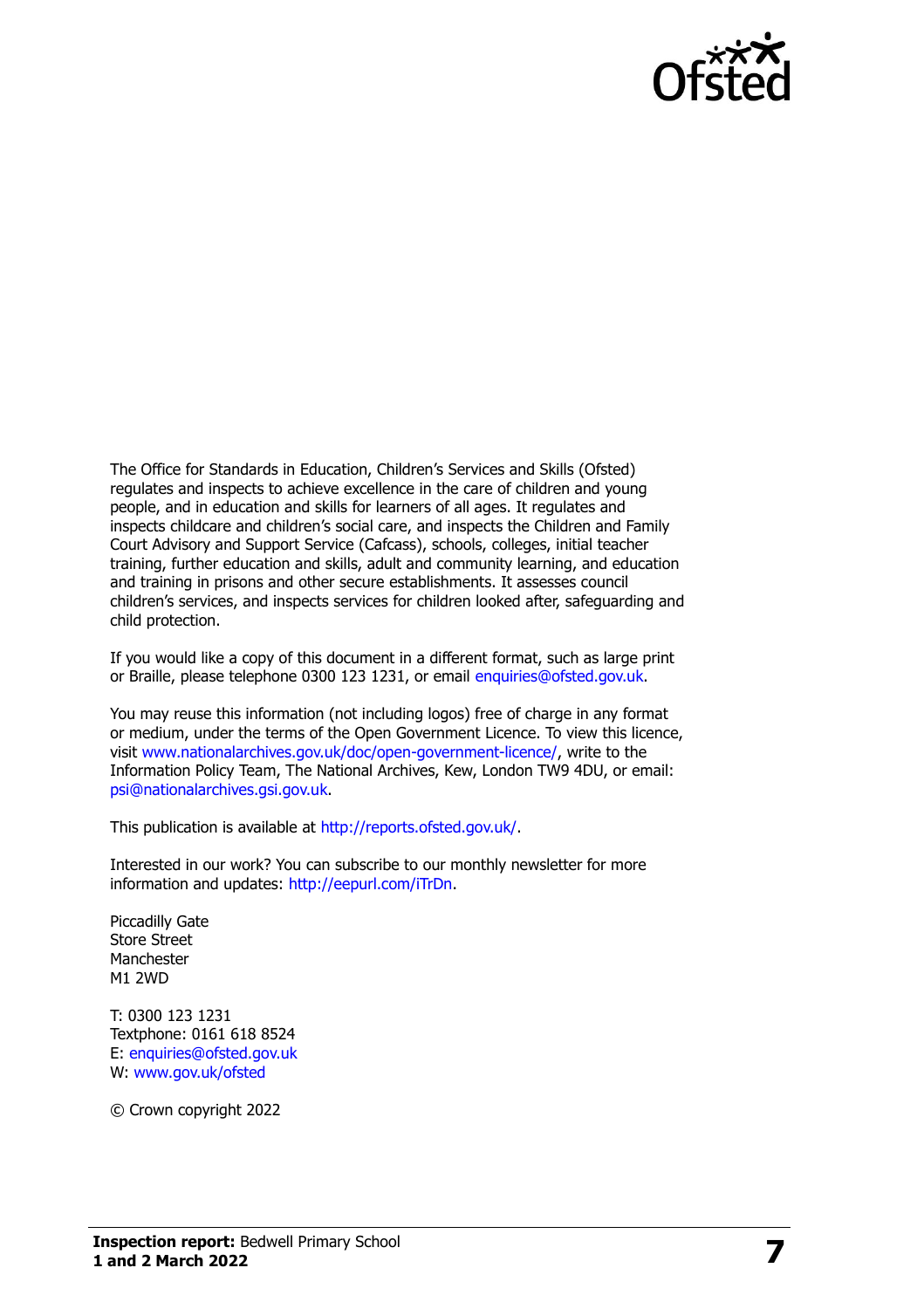The Office for Standards in Education, Children's Services and Skills (Ofsted) regulates and inspects to achieve excellence in the care of children and young people, and in education and skills for learners of all ages. It regulates and inspects childcare and children's social care, and inspects the Children and Family Court Advisory and Support Service (Cafcass), schools, colleges, initial teacher training, further education and skills, adult and community learning, and education and training in prisons and other secure establishments. It assesses council children's services, and inspects services for children looked after, safeguarding and child protection.

If you would like a copy of this document in a different format, such as large print or Braille, please telephone 0300 123 1231, or email enquiries@ofsted.gov.uk.

You may reuse this information (not including logos) free of charge in any format or medium, under the terms of the Open Government Licence. To view this licence, visit www.nationalarchives.gov.uk/doc/open-government-licence/, write to the Information Policy Team, The National Archives, Kew, London TW9 4DU, or email: psi@nationalarchives.gsi.gov.uk.

This publication is available at http://reports.ofsted.gov.uk/.

Interested in our work? You can subscribe to our monthly newsletter for more information and updates: http://eepurl.com/iTrDn.

Piccadilly Gate
Store Street
Manchester
M1 2WD

T: 0300 123 1231
Textphone: 0161 618 8524
E: enquiries@ofsted.gov.uk
W: www.gov.uk/ofsted

© Crown copyright 2022